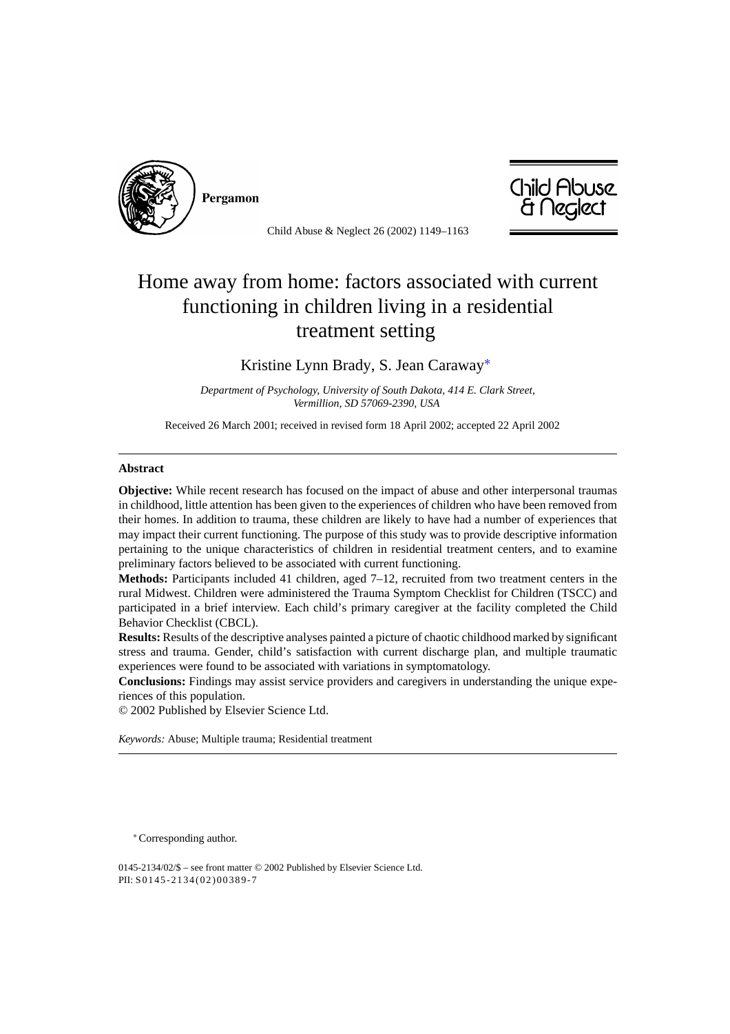# Home away from home: factors associated with current functioning in children living in a residential treatment setting

Kristine Lynn Brady, S. Jean Caraway*

*Department of Psychology, University of South Dakota, 414 E. Clark Street, Vermillion, SD 57069-2390, USA*

Received 26 March 2001; received in revised form 18 April 2002; accepted 22 April 2002

## Abstract

**Objective:** While recent research has focused on the impact of abuse and other interpersonal traumas in childhood, little attention has been given to the experiences of children who have been removed from their homes. In addition to trauma, these children are likely to have had a number of experiences that may impact their current functioning. The purpose of this study was to provide descriptive information pertaining to the unique characteristics of children in residential treatment centers, and to examine preliminary factors believed to be associated with current functioning.

**Methods:** Participants included 41 children, aged 7–12, recruited from two treatment centers in the rural Midwest. Children were administered the Trauma Symptom Checklist for Children (TSCC) and participated in a brief interview. Each child's primary caregiver at the facility completed the Child Behavior Checklist (CBCL).

**Results:** Results of the descriptive analyses painted a picture of chaotic childhood marked by significant stress and trauma. Gender, child's satisfaction with current discharge plan, and multiple traumatic experiences were found to be associated with variations in symptomatology.

**Conclusions:** Findings may assist service providers and caregivers in understanding the unique experiences of this population.

© 2002 Published by Elsevier Science Ltd.

*Keywords:* Abuse; Multiple trauma; Residential treatment

---

* Corresponding author.

0145-2134/02/$ – see front matter © 2002 Published by Elsevier Science Ltd.
PII: S0145-2134(02)00389-7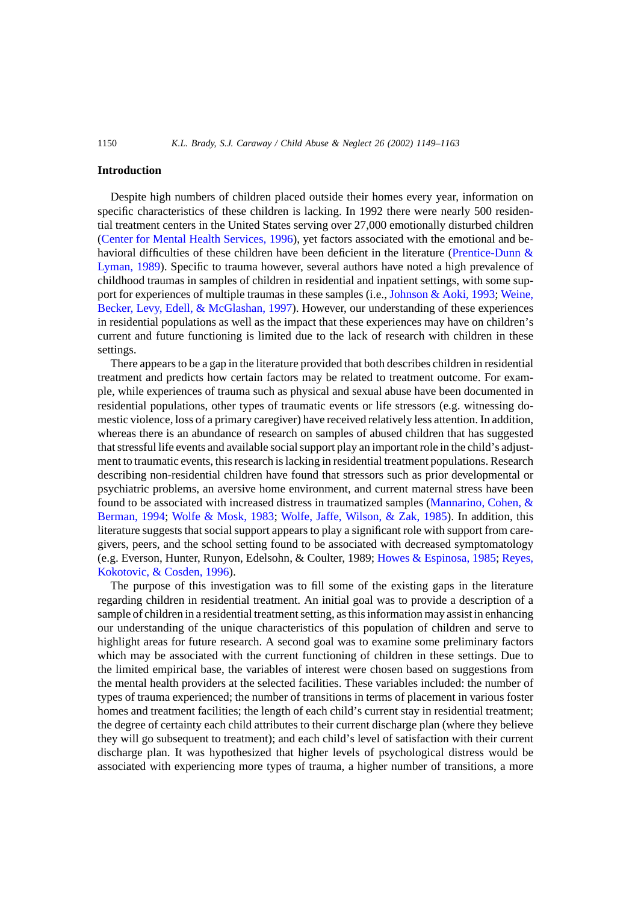## Introduction

Despite high numbers of children placed outside their homes every year, information on specific characteristics of these children is lacking. In 1992 there were nearly 500 residential treatment centers in the United States serving over 27,000 emotionally disturbed children (Center for Mental Health Services, 1996), yet factors associated with the emotional and behavioral difficulties of these children have been deficient in the literature (Prentice-Dunn & Lyman, 1989). Specific to trauma however, several authors have noted a high prevalence of childhood traumas in samples of children in residential and inpatient settings, with some support for experiences of multiple traumas in these samples (i.e., Johnson & Aoki, 1993; Weine, Becker, Levy, Edell, & McGlashan, 1997). However, our understanding of these experiences in residential populations as well as the impact that these experiences may have on children's current and future functioning is limited due to the lack of research with children in these settings.

There appears to be a gap in the literature provided that both describes children in residential treatment and predicts how certain factors may be related to treatment outcome. For example, while experiences of trauma such as physical and sexual abuse have been documented in residential populations, other types of traumatic events or life stressors (e.g. witnessing domestic violence, loss of a primary caregiver) have received relatively less attention. In addition, whereas there is an abundance of research on samples of abused children that has suggested that stressful life events and available social support play an important role in the child's adjustment to traumatic events, this research is lacking in residential treatment populations. Research describing non-residential children have found that stressors such as prior developmental or psychiatric problems, an aversive home environment, and current maternal stress have been found to be associated with increased distress in traumatized samples (Mannarino, Cohen, & Berman, 1994; Wolfe & Mosk, 1983; Wolfe, Jaffe, Wilson, & Zak, 1985). In addition, this literature suggests that social support appears to play a significant role with support from caregivers, peers, and the school setting found to be associated with decreased symptomatology (e.g. Everson, Hunter, Runyon, Edelsohn, & Coulter, 1989; Howes & Espinosa, 1985; Reyes, Kokotovic, & Cosden, 1996).

The purpose of this investigation was to fill some of the existing gaps in the literature regarding children in residential treatment. An initial goal was to provide a description of a sample of children in a residential treatment setting, as this information may assist in enhancing our understanding of the unique characteristics of this population of children and serve to highlight areas for future research. A second goal was to examine some preliminary factors which may be associated with the current functioning of children in these settings. Due to the limited empirical base, the variables of interest were chosen based on suggestions from the mental health providers at the selected facilities. These variables included: the number of types of trauma experienced; the number of transitions in terms of placement in various foster homes and treatment facilities; the length of each child's current stay in residential treatment; the degree of certainty each child attributes to their current discharge plan (where they believe they will go subsequent to treatment); and each child's level of satisfaction with their current discharge plan. It was hypothesized that higher levels of psychological distress would be associated with experiencing more types of trauma, a higher number of transitions, a more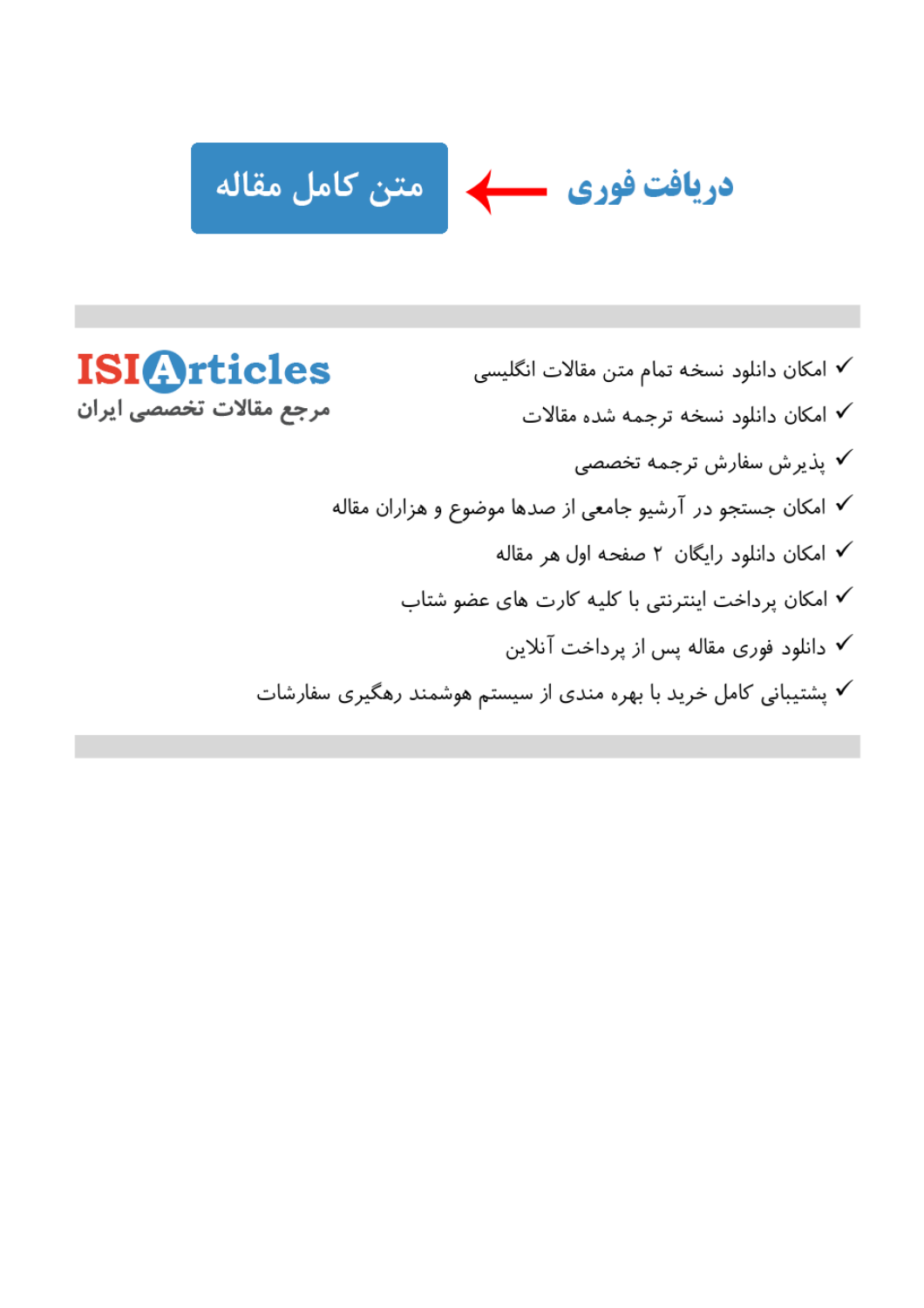دریافت فوری ← متن کامل مقاله

**ISIArticles**

مرجع مقالات تخصصی ایران

- ✓ امکان دانلود نسخه تمام متن مقالات انگلیسی
- ✓ امکان دانلود نسخه ترجمه شده مقالات
- ✓ پذیرش سفارش ترجمه تخصصی
- ✓ امکان جستجو در آرشیو جامعی از صدها موضوع و هزاران مقاله
- ✓ امکان دانلود رایگان ۲ صفحه اول هر مقاله
- ✓ امکان پرداخت اینترنتی با کلیه کارت های عضو شتاب
- ✓ دانلود فوری مقاله پس از پرداخت آنلاین
- ✓ پشتیبانی کامل خرید با بهره مندی از سیستم هوشمند رهگیری سفارشات